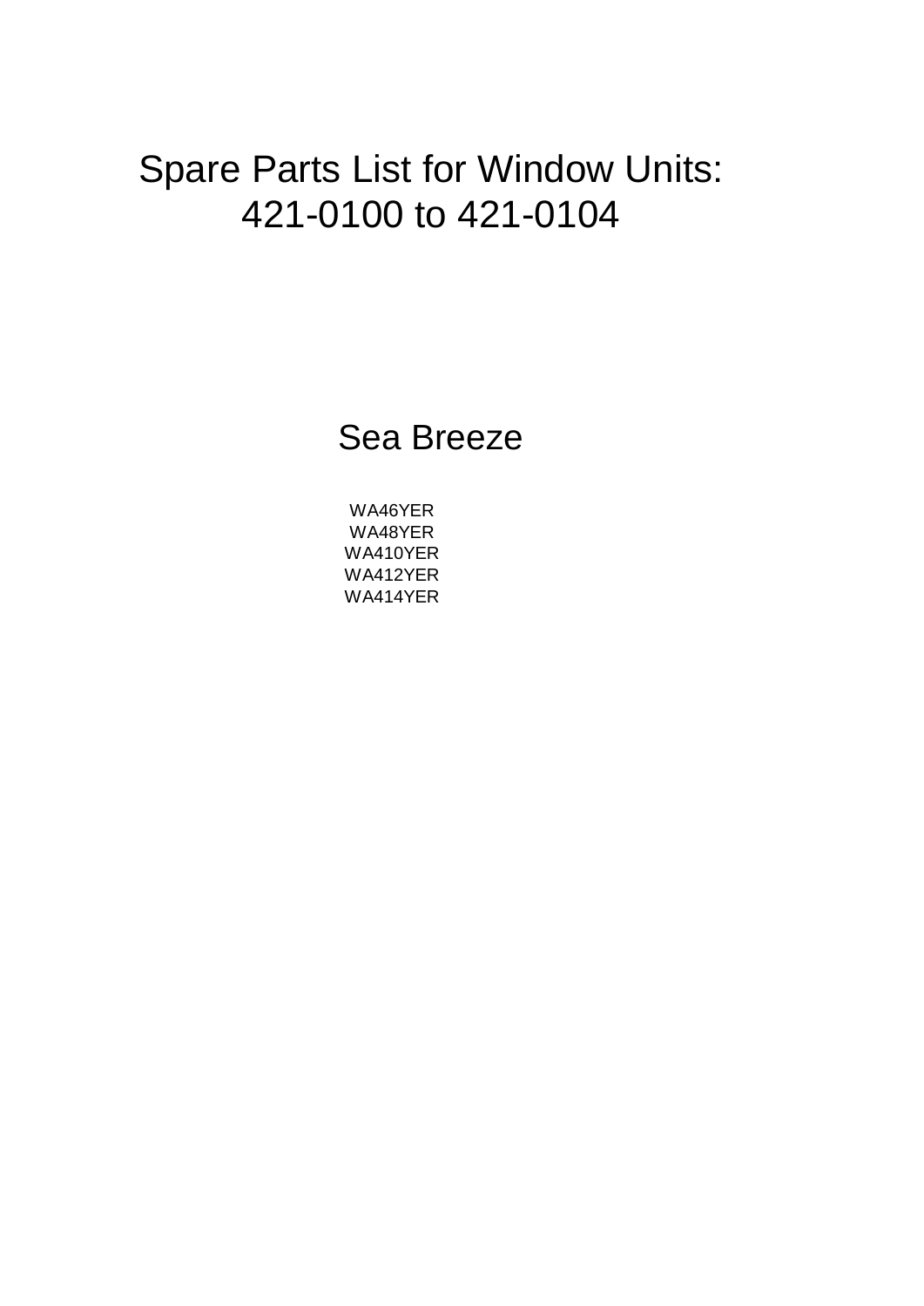# Spare Parts List for Window Units: 421-0100 to 421-0104

## Sea Breeze

WA46YER
WA48YER
WA410YER
WA412YER
WA414YER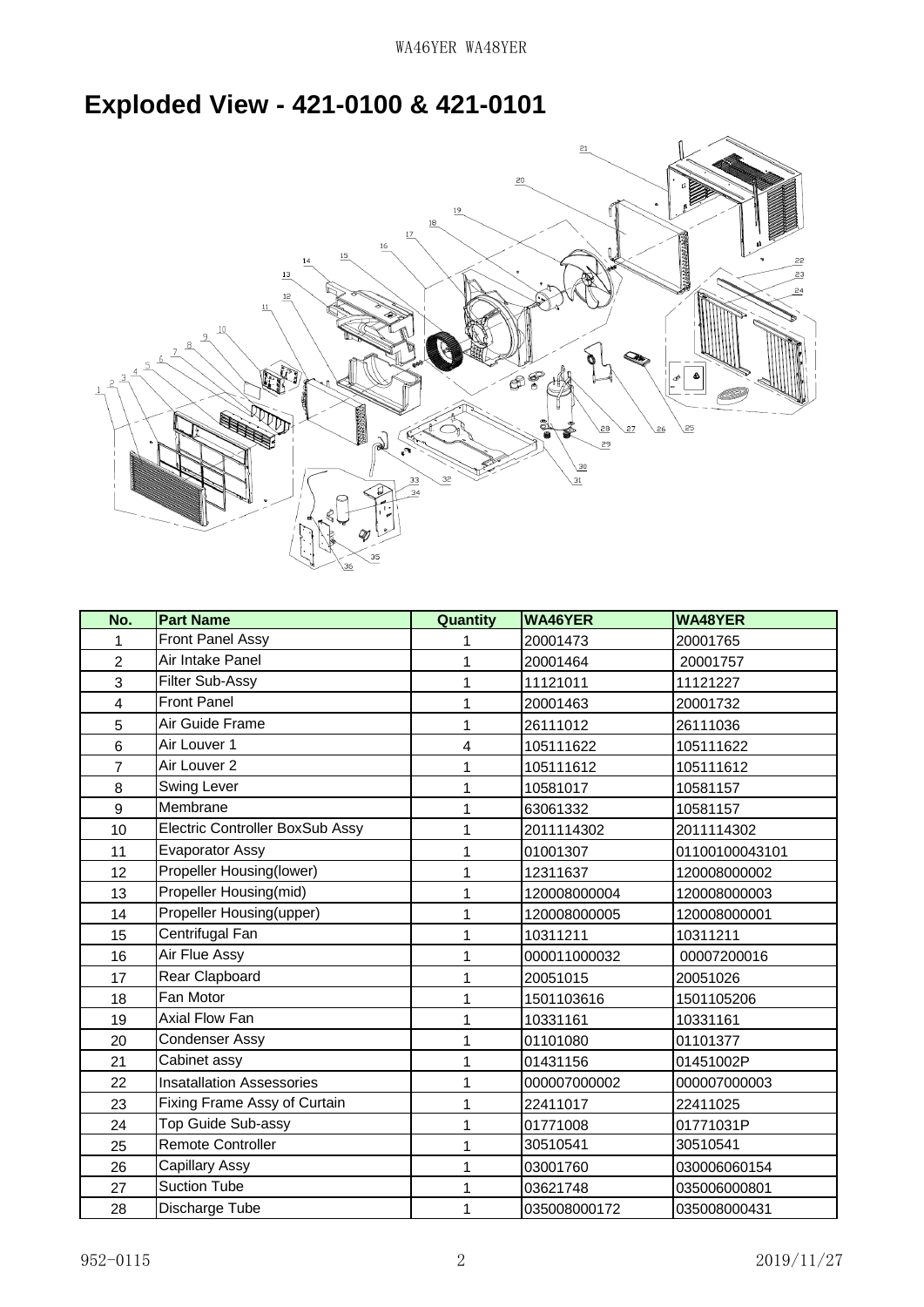# Exploded View - 421-0100 & 421-0101

| No. | Part Name | Quantity | WA46YER | WA48YER |
|---|---|---|---|---|
| 1 | Front Panel Assy | 1 | 20001473 | 20001765 |
| 2 | Air Intake Panel | 1 | 20001464 | 20001757 |
| 3 | Filter Sub-Assy | 1 | 11121011 | 11121227 |
| 4 | Front Panel | 1 | 20001463 | 20001732 |
| 5 | Air Guide Frame | 1 | 26111012 | 26111036 |
| 6 | Air Louver 1 | 4 | 105111622 | 105111622 |
| 7 | Air Louver 2 | 1 | 105111612 | 105111612 |
| 8 | Swing Lever | 1 | 10581017 | 10581157 |
| 9 | Membrane | 1 | 63061332 | 10581157 |
| 10 | Electric Controller BoxSub Assy | 1 | 2011114302 | 2011114302 |
| 11 | Evaporator Assy | 1 | 01001307 | 01100100043101 |
| 12 | Propeller Housing(lower) | 1 | 12311637 | 120008000002 |
| 13 | Propeller Housing(mid) | 1 | 120008000004 | 120008000003 |
| 14 | Propeller Housing(upper) | 1 | 120008000005 | 120008000001 |
| 15 | Centrifugal Fan | 1 | 10311211 | 10311211 |
| 16 | Air Flue Assy | 1 | 000011000032 | 00007200016 |
| 17 | Rear Clapboard | 1 | 20051015 | 20051026 |
| 18 | Fan Motor | 1 | 1501103616 | 1501105206 |
| 19 | Axial Flow Fan | 1 | 10331161 | 10331161 |
| 20 | Condenser Assy | 1 | 01101080 | 01101377 |
| 21 | Cabinet assy | 1 | 01431156 | 01451002P |
| 22 | Insatallation Assessories | 1 | 000007000002 | 000007000003 |
| 23 | Fixing Frame Assy of Curtain | 1 | 22411017 | 22411025 |
| 24 | Top Guide Sub-assy | 1 | 01771008 | 01771031P |
| 25 | Remote Controller | 1 | 30510541 | 30510541 |
| 26 | Capillary Assy | 1 | 03001760 | 030006060154 |
| 27 | Suction Tube | 1 | 03621748 | 035006000801 |
| 28 | Discharge Tube | 1 | 035008000172 | 035008000431 |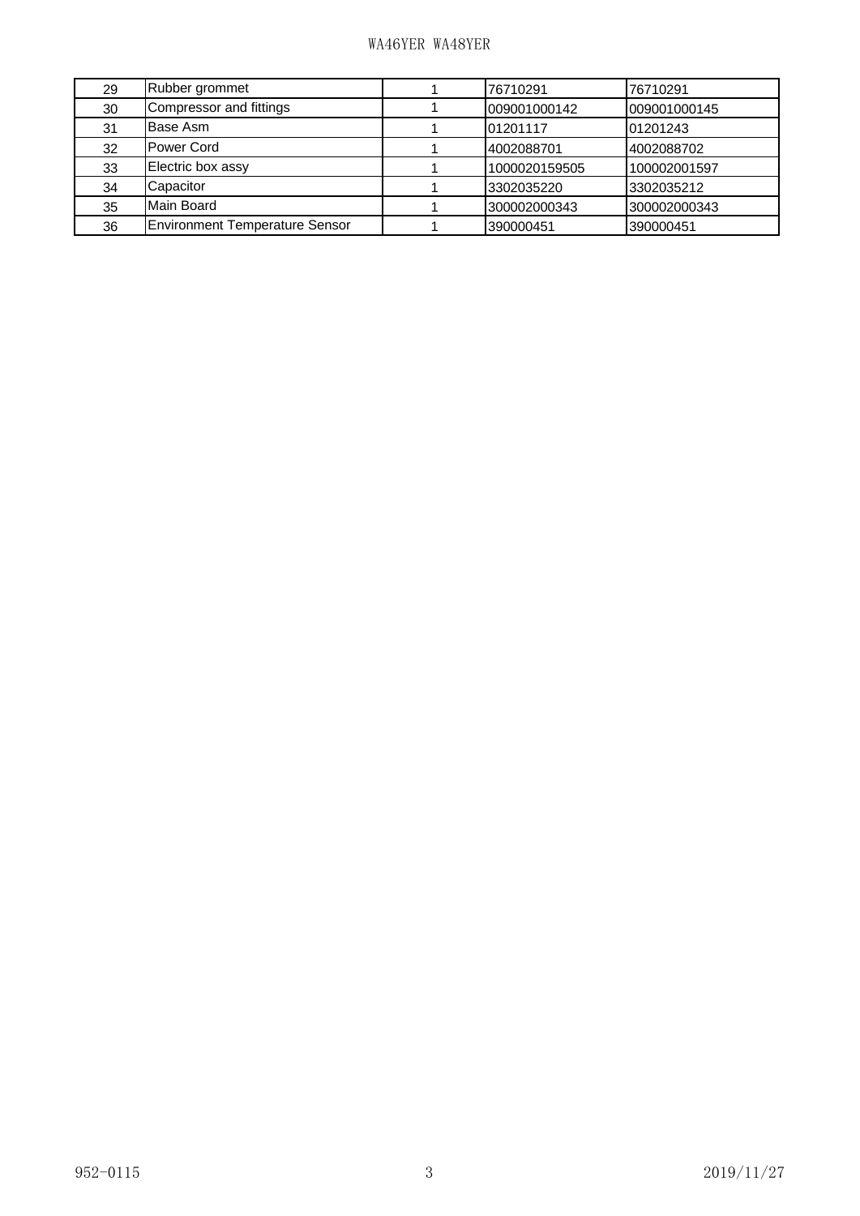| 29 | Rubber grommet | 1 | 76710291 | 76710291 |
|---|---|---|---|---|
| 30 | Compressor and fittings | 1 | 009001000142 | 009001000145 |
| 31 | Base Asm | 1 | 01201117 | 01201243 |
| 32 | Power Cord | 1 | 4002088701 | 4002088702 |
| 33 | Electric box assy | 1 | 1000020159505 | 100002001597 |
| 34 | Capacitor | 1 | 3302035220 | 3302035212 |
| 35 | Main Board | 1 | 300002000343 | 300002000343 |
| 36 | Environment Temperature Sensor | 1 | 390000451 | 390000451 |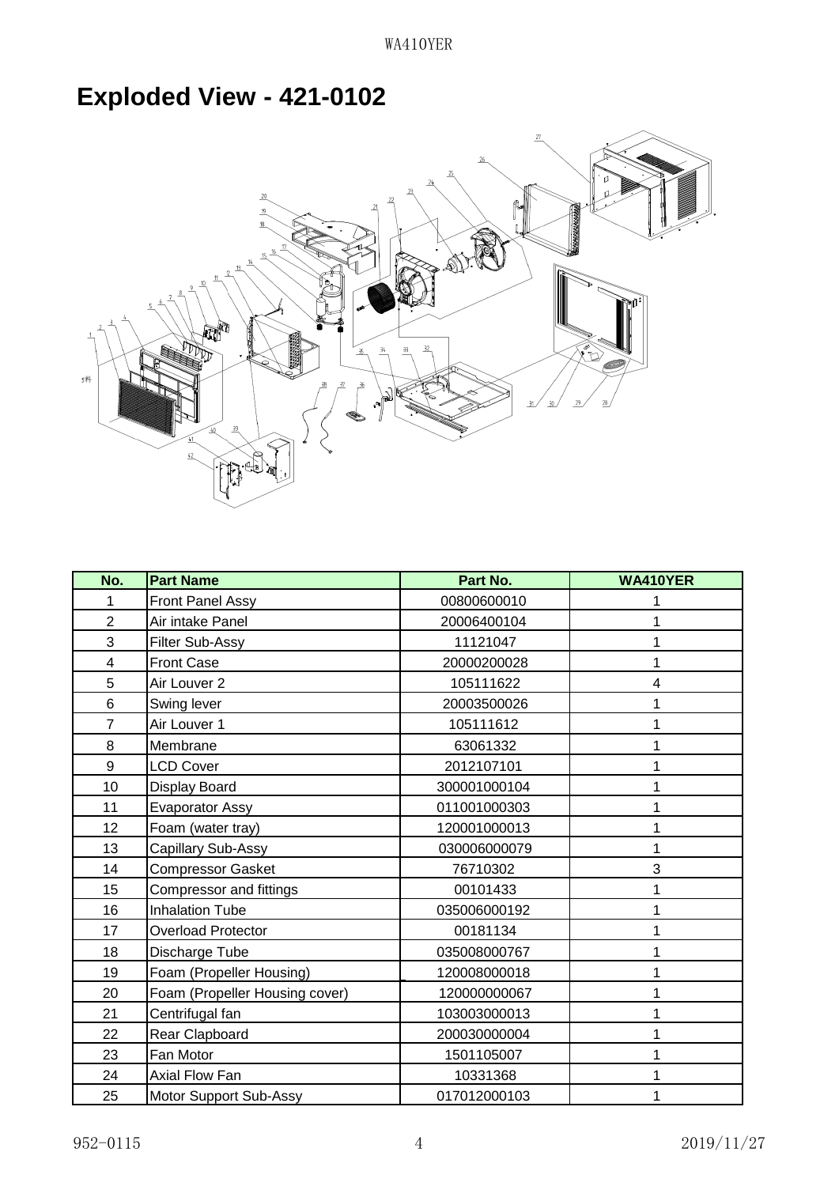# Exploded View - 421-0102

| No. | Part Name | Part No. | WA410YER |
|---|---|---|---|
| 1 | Front Panel Assy | 00800600010 | 1 |
| 2 | Air intake Panel | 20006400104 | 1 |
| 3 | Filter Sub-Assy | 11121047 | 1 |
| 4 | Front Case | 20000200028 | 1 |
| 5 | Air Louver 2 | 105111622 | 4 |
| 6 | Swing lever | 20003500026 | 1 |
| 7 | Air Louver 1 | 105111612 | 1 |
| 8 | Membrane | 63061332 | 1 |
| 9 | LCD Cover | 2012107101 | 1 |
| 10 | Display Board | 300001000104 | 1 |
| 11 | Evaporator Assy | 011001000303 | 1 |
| 12 | Foam (water tray) | 120001000013 | 1 |
| 13 | Capillary Sub-Assy | 030006000079 | 1 |
| 14 | Compressor Gasket | 76710302 | 3 |
| 15 | Compressor and fittings | 00101433 | 1 |
| 16 | Inhalation Tube | 035006000192 | 1 |
| 17 | Overload Protector | 00181134 | 1 |
| 18 | Discharge Tube | 035008000767 | 1 |
| 19 | Foam (Propeller Housing) | 120008000018 | 1 |
| 20 | Foam (Propeller Housing cover) | 120000000067 | 1 |
| 21 | Centrifugal fan | 103003000013 | 1 |
| 22 | Rear Clapboard | 200030000004 | 1 |
| 23 | Fan Motor | 1501105007 | 1 |
| 24 | Axial Flow Fan | 10331368 | 1 |
| 25 | Motor Support Sub-Assy | 017012000103 | 1 |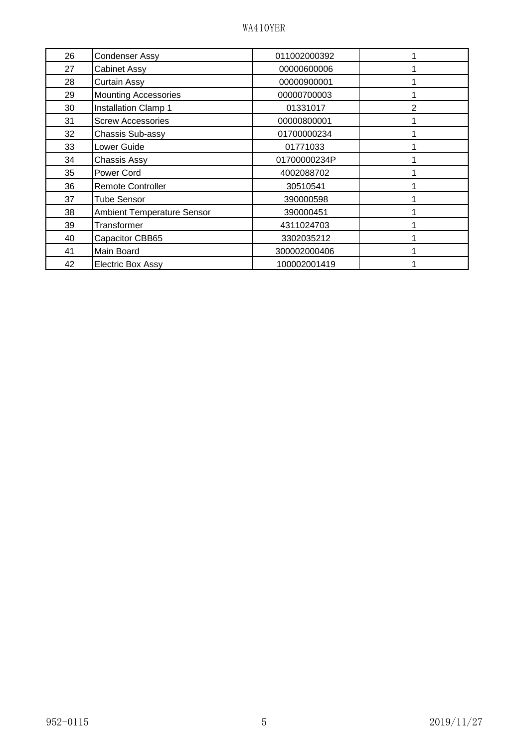| 26 | Condenser Assy | 011002000392 | 1 |
|---|---|---|---|
| 27 | Cabinet Assy | 00000600006 | 1 |
| 28 | Curtain Assy | 00000900001 | 1 |
| 29 | Mounting Accessories | 00000700003 | 1 |
| 30 | Installation Clamp 1 | 01331017 | 2 |
| 31 | Screw Accessories | 00000800001 | 1 |
| 32 | Chassis Sub-assy | 01700000234 | 1 |
| 33 | Lower Guide | 01771033 | 1 |
| 34 | Chassis Assy | 01700000234P | 1 |
| 35 | Power Cord | 4002088702 | 1 |
| 36 | Remote Controller | 30510541 | 1 |
| 37 | Tube Sensor | 390000598 | 1 |
| 38 | Ambient Temperature Sensor | 390000451 | 1 |
| 39 | Transformer | 4311024703 | 1 |
| 40 | Capacitor CBB65 | 3302035212 | 1 |
| 41 | Main Board | 300002000406 | 1 |
| 42 | Electric Box Assy | 100002001419 | 1 |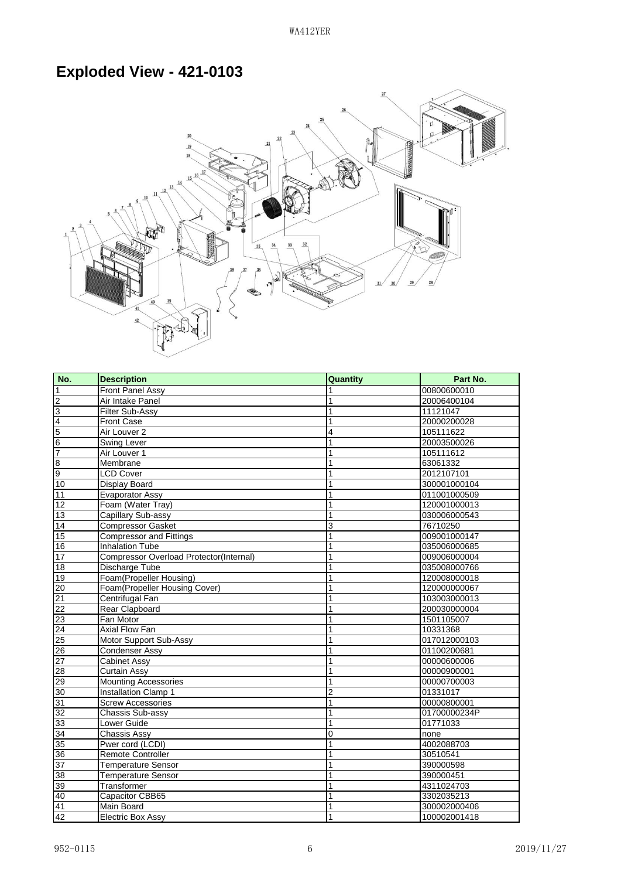# Exploded View - 421-0103

| No. | Description | Quantity | Part No. |
|---|---|---|---|
| 1 | Front Panel Assy | 1 | 00800600010 |
| 2 | Air Intake Panel | 1 | 20006400104 |
| 3 | Filter Sub-Assy | 1 | 11121047 |
| 4 | Front Case | 1 | 20000200028 |
| 5 | Air Louver 2 | 4 | 105111622 |
| 6 | Swing Lever | 1 | 20003500026 |
| 7 | Air Louver 1 | 1 | 105111612 |
| 8 | Membrane | 1 | 63061332 |
| 9 | LCD Cover | 1 | 2012107101 |
| 10 | Display Board | 1 | 300001000104 |
| 11 | Evaporator Assy | 1 | 011001000509 |
| 12 | Foam (Water Tray) | 1 | 120001000013 |
| 13 | Capillary Sub-assy | 1 | 030006000543 |
| 14 | Compressor Gasket | 3 | 76710250 |
| 15 | Compressor and Fittings | 1 | 009001000147 |
| 16 | Inhalation Tube | 1 | 035006000685 |
| 17 | Compressor Overload Protector(Internal) | 1 | 009006000004 |
| 18 | Discharge Tube | 1 | 035008000766 |
| 19 | Foam(Propeller Housing) | 1 | 120008000018 |
| 20 | Foam(Propeller Housing Cover) | 1 | 120000000067 |
| 21 | Centrifugal Fan | 1 | 103003000013 |
| 22 | Rear Clapboard | 1 | 200030000004 |
| 23 | Fan Motor | 1 | 1501105007 |
| 24 | Axial Flow Fan | 1 | 10331368 |
| 25 | Motor Support Sub-Assy | 1 | 017012000103 |
| 26 | Condenser Assy | 1 | 01100200681 |
| 27 | Cabinet Assy | 1 | 00000600006 |
| 28 | Curtain Assy | 1 | 00000900001 |
| 29 | Mounting Accessories | 1 | 00000700003 |
| 30 | Installation Clamp 1 | 2 | 01331017 |
| 31 | Screw Accessories | 1 | 00000800001 |
| 32 | Chassis Sub-assy | 1 | 01700000234P |
| 33 | Lower Guide | 1 | 01771033 |
| 34 | Chassis Assy | 0 | none |
| 35 | Pwer cord (LCDI) | 1 | 4002088703 |
| 36 | Remote Controller | 1 | 30510541 |
| 37 | Temperature Sensor | 1 | 390000598 |
| 38 | Temperature Sensor | 1 | 390000451 |
| 39 | Transformer | 1 | 4311024703 |
| 40 | Capacitor CBB65 | 1 | 3302035213 |
| 41 | Main Board | 1 | 300002000406 |
| 42 | Electric Box Assy | 1 | 100002001418 |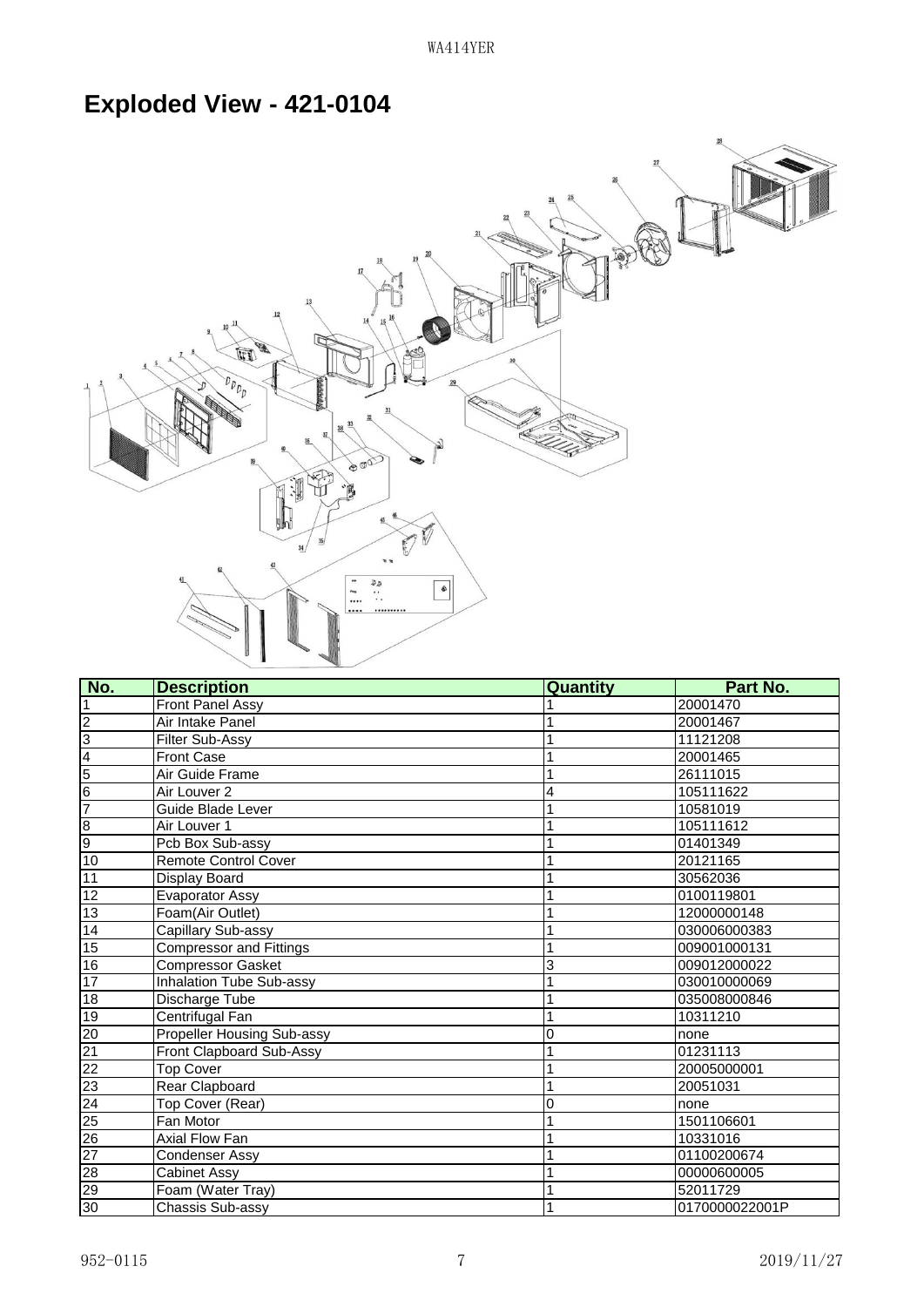# Exploded View - 421-0104

| No. | Description | Quantity | Part No. |
|---|---|---|---|
| 1 | Front Panel Assy | 1 | 20001470 |
| 2 | Air Intake Panel | 1 | 20001467 |
| 3 | Filter Sub-Assy | 1 | 11121208 |
| 4 | Front Case | 1 | 20001465 |
| 5 | Air Guide Frame | 1 | 26111015 |
| 6 | Air Louver 2 | 4 | 105111622 |
| 7 | Guide Blade Lever | 1 | 10581019 |
| 8 | Air Louver 1 | 1 | 105111612 |
| 9 | Pcb Box Sub-assy | 1 | 01401349 |
| 10 | Remote Control Cover | 1 | 20121165 |
| 11 | Display Board | 1 | 30562036 |
| 12 | Evaporator Assy | 1 | 0100119801 |
| 13 | Foam(Air Outlet) | 1 | 12000000148 |
| 14 | Capillary Sub-assy | 1 | 030006000383 |
| 15 | Compressor and Fittings | 1 | 009001000131 |
| 16 | Compressor Gasket | 3 | 009012000022 |
| 17 | Inhalation Tube Sub-assy | 1 | 030010000069 |
| 18 | Discharge Tube | 1 | 035008000846 |
| 19 | Centrifugal Fan | 1 | 10311210 |
| 20 | Propeller Housing Sub-assy | 0 | none |
| 21 | Front Clapboard Sub-Assy | 1 | 01231113 |
| 22 | Top Cover | 1 | 20005000001 |
| 23 | Rear Clapboard | 1 | 20051031 |
| 24 | Top Cover (Rear) | 0 | none |
| 25 | Fan Motor | 1 | 1501106601 |
| 26 | Axial Flow Fan | 1 | 10331016 |
| 27 | Condenser Assy | 1 | 01100200674 |
| 28 | Cabinet Assy | 1 | 00000600005 |
| 29 | Foam (Water Tray) | 1 | 52011729 |
| 30 | Chassis Sub-assy | 1 | 0170000022001P |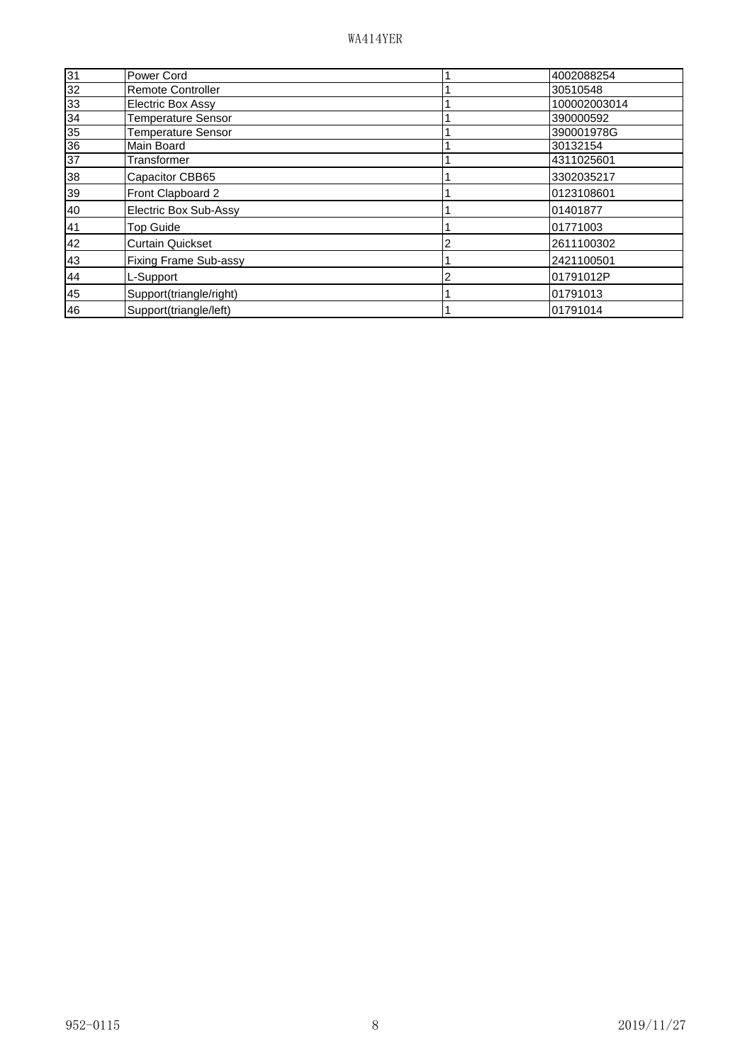| | | | |
|---|---|---|---|
| 31 | Power Cord | 1 | 4002088254 |
| 32 | Remote Controller | 1 | 30510548 |
| 33 | Electric Box Assy | 1 | 100002003014 |
| 34 | Temperature Sensor | 1 | 390000592 |
| 35 | Temperature Sensor | 1 | 390001978G |
| 36 | Main Board | 1 | 30132154 |
| 37 | Transformer | 1 | 4311025601 |
| 38 | Capacitor CBB65 | 1 | 3302035217 |
| 39 | Front Clapboard 2 | 1 | 0123108601 |
| 40 | Electric Box Sub-Assy | 1 | 01401877 |
| 41 | Top Guide | 1 | 01771003 |
| 42 | Curtain Quickset | 2 | 2611100302 |
| 43 | Fixing Frame Sub-assy | 1 | 2421100501 |
| 44 | L-Support | 2 | 01791012P |
| 45 | Support(triangle/right) | 1 | 01791013 |
| 46 | Support(triangle/left) | 1 | 01791014 |